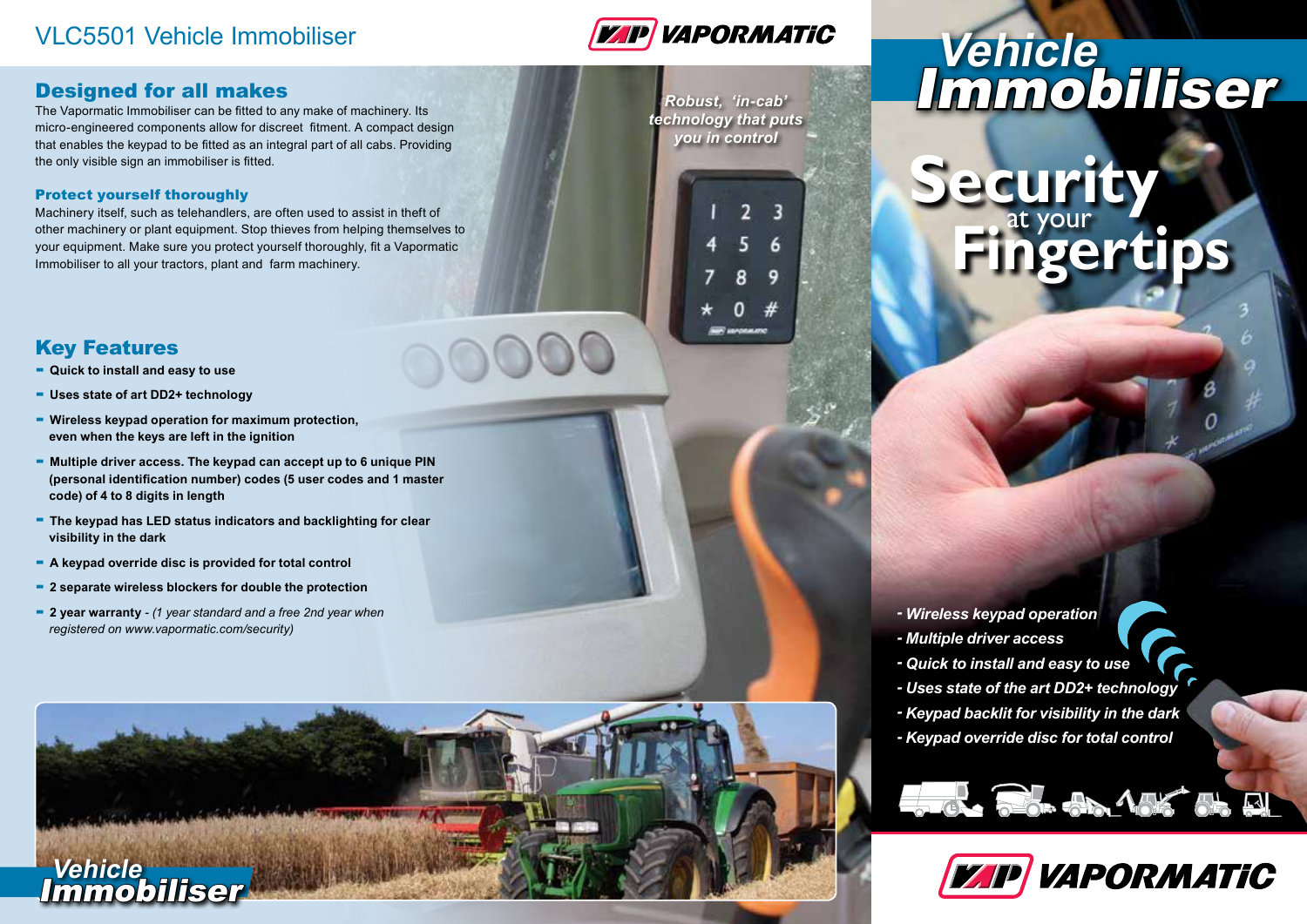# VLC5501 Vehicle Immobiliser

VAPORMATIC

## Designed for all makes

The Vapormatic Immobiliser can be fitted to any make of machinery. Its micro-engineered components allow for discreet fitment. A compact design that enables the keypad to be fitted as an integral part of all cabs. Providing the only visible sign an immobiliser is fitted.

### Protect yourself thoroughly

Machinery itself, such as telehandlers, are often used to assist in theft of other machinery or plant equipment. Stop thieves from helping themselves to your equipment. Make sure you protect yourself thoroughly, fit a Vapormatic Immobiliser to all your tractors, plant and farm machinery.

*Robust, 'in-cab' technology that puts you in control*

## Key Features

- **Quick to install and easy to use**
- **Uses state of art DD2+ technology**
- **Wireless keypad operation for maximum protection, even when the keys are left in the ignition**
- **Multiple driver access. The keypad can accept up to 6 unique PIN (personal identification number) codes (5 user codes and 1 master code) of 4 to 8 digits in length**
- **The keypad has LED status indicators and backlighting for clear visibility in the dark**
- **A keypad override disc is provided for total control**
- **2 separate wireless blockers for double the protection**
- **2 year warranty** - *(1 year standard and a free 2nd year when registered on www.vapormatic.com/security)*

*Vehicle Immobiliser*

# Vehicle Immobiliser

## Security at your Fingertips

- *Wireless keypad operation*
- *Multiple driver access*
- *Quick to install and easy to use*
- *Uses state of the art DD2+ technology*
- *Keypad backlit for visibility in the dark*
- *Keypad override disc for total control*

VAPORMATIC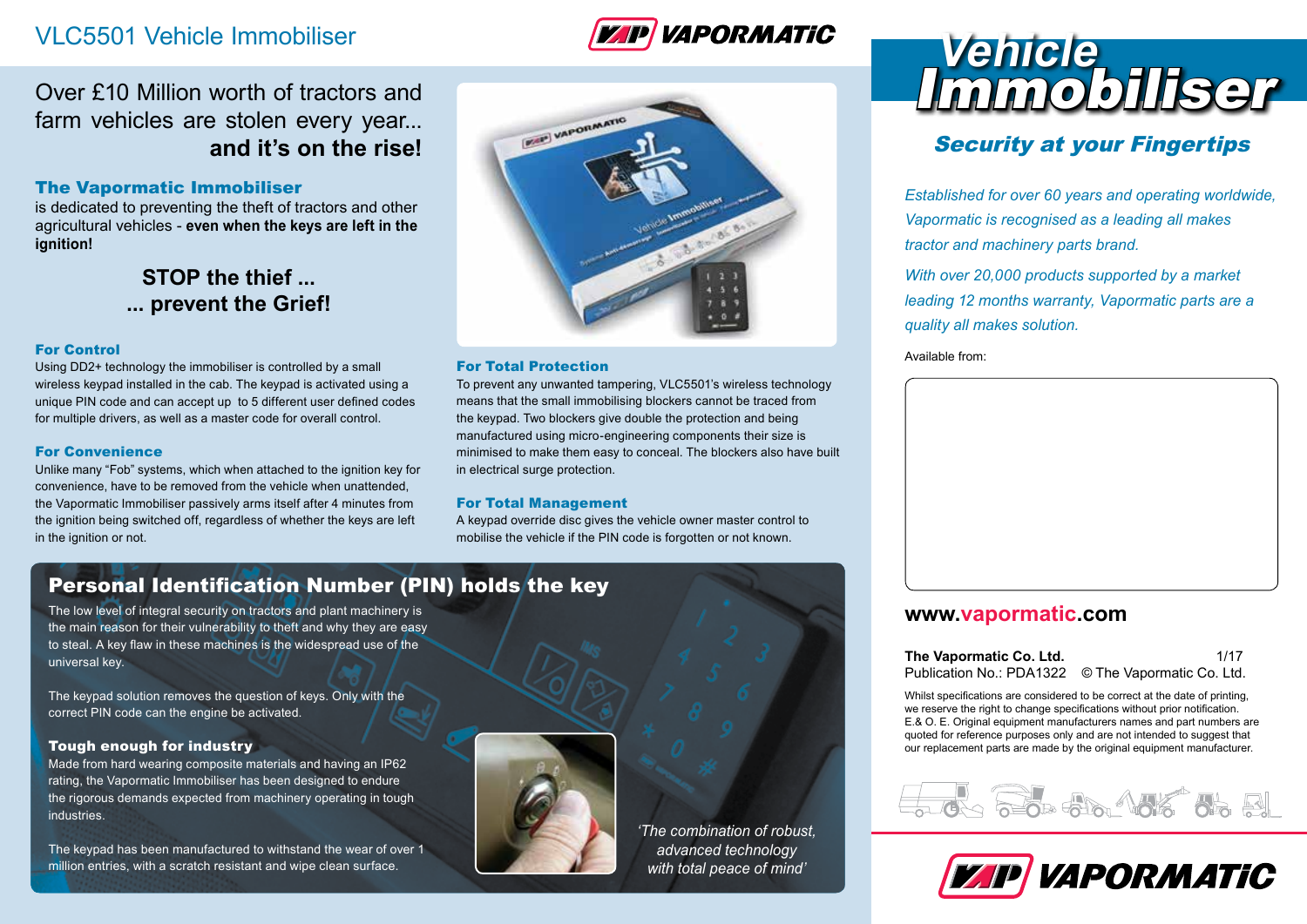# VLC5501 Vehicle Immobiliser

VAPORMATIC

## Over £10 Million worth of tractors and farm vehicles are stolen every year... **and it's on the rise!**

### The Vapormatic Immobiliser

is dedicated to preventing the theft of tractors and other agricultural vehicles - **even when the keys are left in the ignition!**

**STOP the thief ...**
**... prevent the Grief!**

### For Control

Using DD2+ technology the immobiliser is controlled by a small wireless keypad installed in the cab. The keypad is activated using a unique PIN code and can accept up to 5 different user defined codes for multiple drivers, as well as a master code for overall control.

### For Convenience

Unlike many "Fob" systems, which when attached to the ignition key for convenience, have to be removed from the vehicle when unattended, the Vapormatic Immobiliser passively arms itself after 4 minutes from the ignition being switched off, regardless of whether the keys are left in the ignition or not.

### For Total Protection

To prevent any unwanted tampering, VLC5501's wireless technology means that the small immobilising blockers cannot be traced from the keypad. Two blockers give double the protection and being manufactured using micro-engineering components their size is minimised to make them easy to conceal. The blockers also have built in electrical surge protection.

### For Total Management

A keypad override disc gives the vehicle owner master control to mobilise the vehicle if the PIN code is forgotten or not known.

## Personal Identification Number (PIN) holds the key

The low level of integral security on tractors and plant machinery is the main reason for their vulnerability to theft and why they are easy to steal. A key flaw in these machines is the widespread use of the universal key.

The keypad solution removes the question of keys. Only with the correct PIN code can the engine be activated.

### Tough enough for industry

Made from hard wearing composite materials and having an IP62 rating, the Vapormatic Immobiliser has been designed to endure the rigorous demands expected from machinery operating in tough industries.

The keypad has been manufactured to withstand the wear of over 1 million entries, with a scratch resistant and wipe clean surface.

*'The combination of robust, advanced technology with total peace of mind'*

# Vehicle Immobiliser

## *Security at your Fingertips*

*Established for over 60 years and operating worldwide, Vapormatic is recognised as a leading all makes tractor and machinery parts brand.*

*With over 20,000 products supported by a market leading 12 months warranty, Vapormatic parts are a quality all makes solution.*

Available from:

**www.vapormatic.com**

**The Vapormatic Co. Ltd.** 1/17
Publication No.: PDA1322 © The Vapormatic Co. Ltd.

Whilst specifications are considered to be correct at the date of printing, we reserve the right to change specifications without prior notification. E.& O. E. Original equipment manufacturers names and part numbers are quoted for reference purposes only and are not intended to suggest that our replacement parts are made by the original equipment manufacturer.

VAPORMATIC